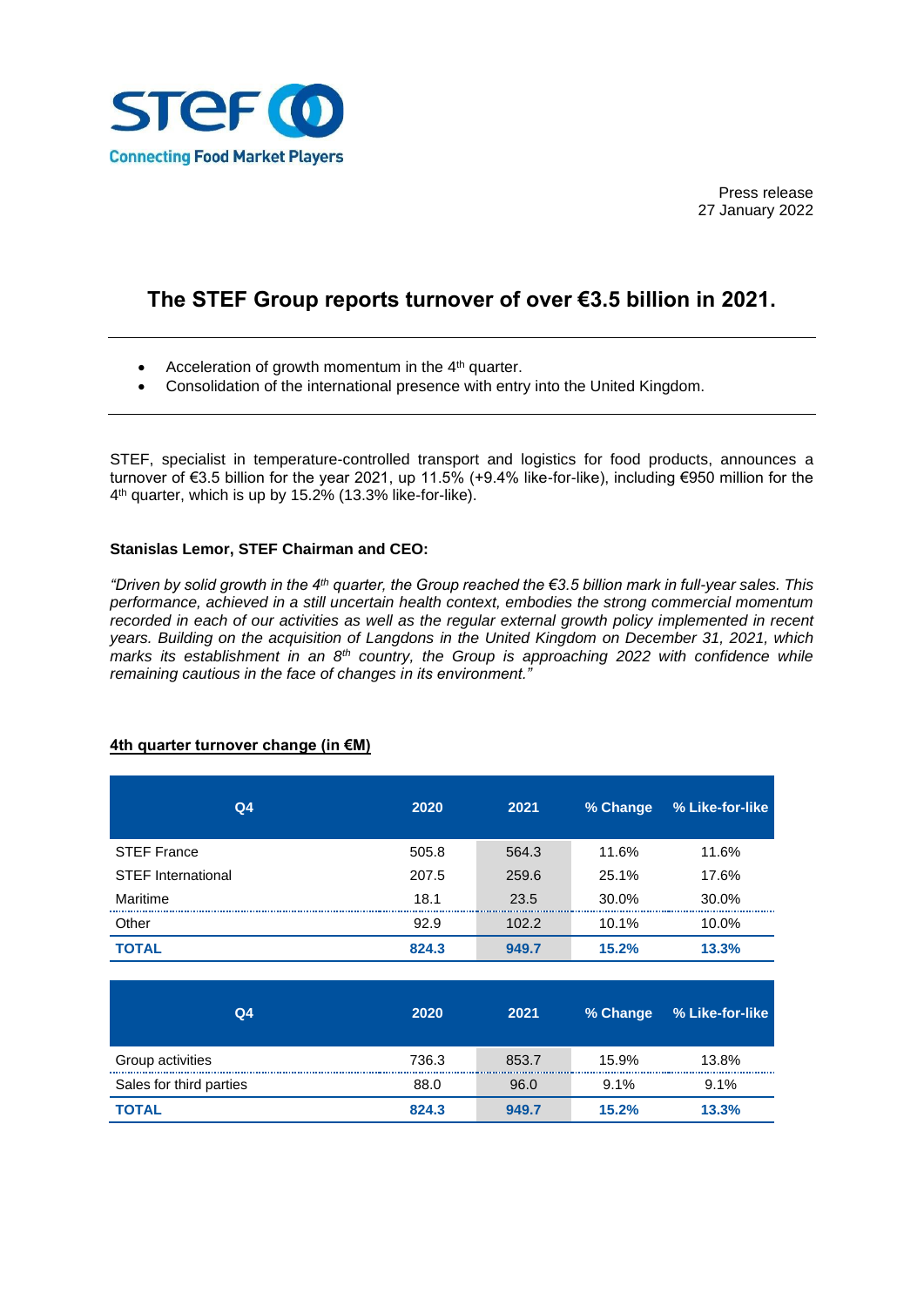STEF

Connecting Food Market Players

Press release
27 January 2022

# The STEF Group reports turnover of over €3.5 billion in 2021.

- Acceleration of growth momentum in the 4th quarter.
- Consolidation of the international presence with entry into the United Kingdom.

STEF, specialist in temperature-controlled transport and logistics for food products, announces a turnover of €3.5 billion for the year 2021, up 11.5% (+9.4% like-for-like), including €950 million for the 4th quarter, which is up by 15.2% (13.3% like-for-like).

**Stanislas Lemor, STEF Chairman and CEO:**

*"Driven by solid growth in the 4th quarter, the Group reached the €3.5 billion mark in full-year sales. This performance, achieved in a still uncertain health context, embodies the strong commercial momentum recorded in each of our activities as well as the regular external growth policy implemented in recent years. Building on the acquisition of Langdons in the United Kingdom on December 31, 2021, which marks its establishment in an 8th country, the Group is approaching 2022 with confidence while remaining cautious in the face of changes in its environment."*

**4th quarter turnover change (in €M)**

| Q4 | 2020 | 2021 | % Change | % Like-for-like |
|---|---|---|---|---|
| STEF France | 505.8 | 564.3 | 11.6% | 11.6% |
| STEF International | 207.5 | 259.6 | 25.1% | 17.6% |
| Maritime | 18.1 | 23.5 | 30.0% | 30.0% |
| Other | 92.9 | 102.2 | 10.1% | 10.0% |
| **TOTAL** | **824.3** | **949.7** | **15.2%** | **13.3%** |

| Q4 | 2020 | 2021 | % Change | % Like-for-like |
|---|---|---|---|---|
| Group activities | 736.3 | 853.7 | 15.9% | 13.8% |
| Sales for third parties | 88.0 | 96.0 | 9.1% | 9.1% |
| **TOTAL** | **824.3** | **949.7** | **15.2%** | **13.3%** |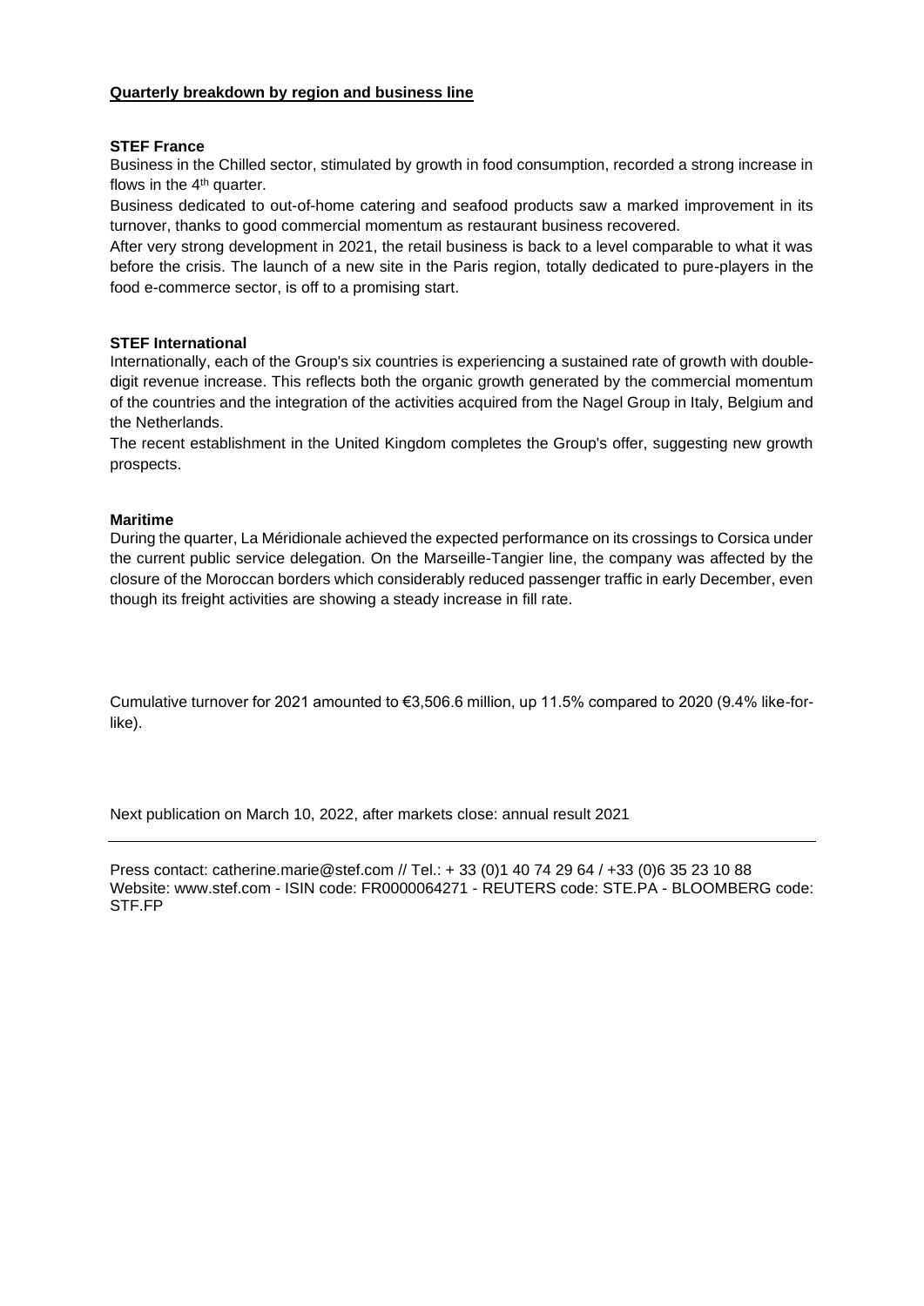**Quarterly breakdown by region and business line**

**STEF France**

Business in the Chilled sector, stimulated by growth in food consumption, recorded a strong increase in flows in the 4th quarter.

Business dedicated to out-of-home catering and seafood products saw a marked improvement in its turnover, thanks to good commercial momentum as restaurant business recovered.

After very strong development in 2021, the retail business is back to a level comparable to what it was before the crisis. The launch of a new site in the Paris region, totally dedicated to pure-players in the food e-commerce sector, is off to a promising start.

**STEF International**

Internationally, each of the Group's six countries is experiencing a sustained rate of growth with double-digit revenue increase. This reflects both the organic growth generated by the commercial momentum of the countries and the integration of the activities acquired from the Nagel Group in Italy, Belgium and the Netherlands.

The recent establishment in the United Kingdom completes the Group's offer, suggesting new growth prospects.

**Maritime**

During the quarter, La Méridionale achieved the expected performance on its crossings to Corsica under the current public service delegation. On the Marseille-Tangier line, the company was affected by the closure of the Moroccan borders which considerably reduced passenger traffic in early December, even though its freight activities are showing a steady increase in fill rate.

Cumulative turnover for 2021 amounted to €3,506.6 million, up 11.5% compared to 2020 (9.4% like-for-like).

Next publication on March 10, 2022, after markets close: annual result 2021

---

Press contact: catherine.marie@stef.com // Tel.: + 33 (0)1 40 74 29 64 / +33 (0)6 35 23 10 88
Website: www.stef.com - ISIN code: FR0000064271 - REUTERS code: STE.PA - BLOOMBERG code: STF.FP